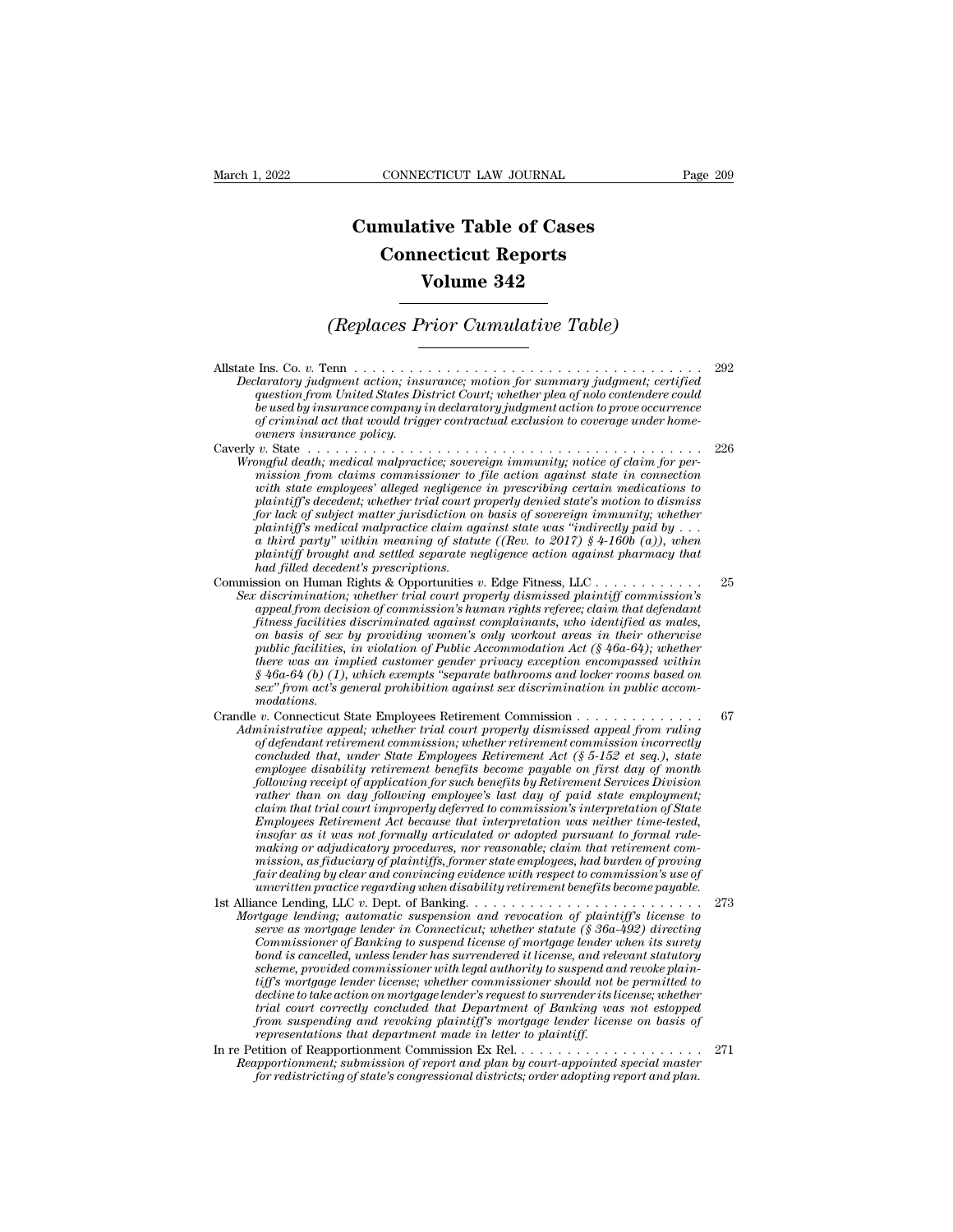# Cumulative Table of Cases
# Connecticut Reports
# Volume 342

## *(Replaces Prior Cumulative Table)*

Allstate Ins. Co. *v.* Tenn . . . . . . . . . . . . . . . . . . . . . . . . . . . . . . . . . . . . . . 292
*Declaratory judgment action; insurance; motion for summary judgment; certified question from United States District Court; whether plea of nolo contendere could be used by insurance company in declaratory judgment action to prove occurrence of criminal act that would trigger contractual exclusion to coverage under homeowners insurance policy.*

Caverly *v.* State . . . . . . . . . . . . . . . . . . . . . . . . . . . . . . . . . . . . . . . . . 226
*Wrongful death; medical malpractice; sovereign immunity; notice of claim for permission from claims commissioner to file action against state in connection with state employees' alleged negligence in prescribing certain medications to plaintiff's decedent; whether trial court properly denied state's motion to dismiss for lack of subject matter jurisdiction on basis of sovereign immunity; whether plaintiff's medical malpractice claim against state was "indirectly paid by . . . a third party" within meaning of statute ((Rev. to 2017) § 4-160b (a)), when plaintiff brought and settled separate negligence action against pharmacy that had filled decedent's prescriptions.*

Commission on Human Rights & Opportunities *v.* Edge Fitness, LLC . . . . . . . . . . . . 25
*Sex discrimination; whether trial court properly dismissed plaintiff commission's appeal from decision of commission's human rights referee; claim that defendant fitness facilities discriminated against complainants, who identified as males, on basis of sex by providing women's only workout areas in their otherwise public facilities, in violation of Public Accommodation Act (§ 46a-64); whether there was an implied customer gender privacy exception encompassed within § 46a-64 (b) (1), which exempts "separate bathrooms and locker rooms based on sex" from act's general prohibition against sex discrimination in public accommodations.*

Crandle *v.* Connecticut State Employees Retirement Commission . . . . . . . . . . . . . . 67
*Administrative appeal; whether trial court properly dismissed appeal from ruling of defendant retirement commission; whether retirement commission incorrectly concluded that, under State Employees Retirement Act (§ 5-152 et seq.), state employee disability retirement benefits become payable on first day of month following receipt of application for such benefits by Retirement Services Division rather than on day following employee's last day of paid state employment; claim that trial court improperly deferred to commission's interpretation of State Employees Retirement Act because that interpretation was neither time-tested, insofar as it was not formally articulated or adopted pursuant to formal rule-making or adjudicatory procedures, nor reasonable; claim that retirement commission, as fiduciary of plaintiffs, former state employees, had burden of proving fair dealing by clear and convincing evidence with respect to commission's use of unwritten practice regarding when disability retirement benefits become payable.*

1st Alliance Lending, LLC *v.* Dept. of Banking. . . . . . . . . . . . . . . . . . . . . . . . . 273
*Mortgage lending; automatic suspension and revocation of plaintiff's license to serve as mortgage lender in Connecticut; whether statute (§ 36a-492) directing Commissioner of Banking to suspend license of mortgage lender when its surety bond is cancelled, unless lender has surrendered it license, and relevant statutory scheme, provided commissioner with legal authority to suspend and revoke plaintiff's mortgage lender license; whether commissioner should not be permitted to decline to take action on mortgage lender's request to surrender its license; whether trial court correctly concluded that Department of Banking was not estopped from suspending and revoking plaintiff's mortgage lender license on basis of representations that department made in letter to plaintiff.*

In re Petition of Reapportionment Commission Ex Rel. . . . . . . . . . . . . . . . . . . . . 271
*Reapportionment; submission of report and plan by court-appointed special master for redistricting of state's congressional districts; order adopting report and plan.*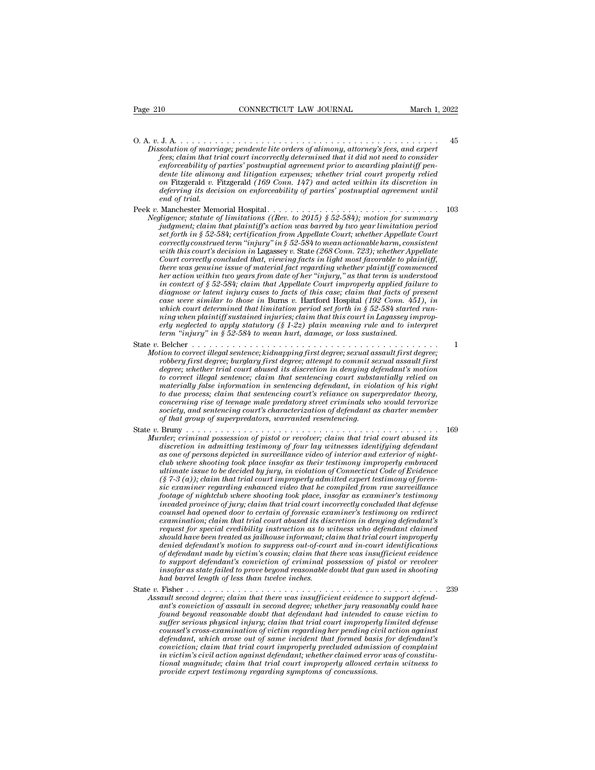O. A. *v.* J. A. . . . . . . . . . . . . . . . . . . . . . . . . . . . . . . . . . . . . . . . . . . . . . 45

*Dissolution of marriage; pendente lite orders of alimony, attorney's fees, and expert fees; claim that trial court incorrectly determined that it did not need to consider enforceability of parties' postnuptial agreement prior to awarding plaintiff pendente lite alimony and litigation expenses; whether trial court properly relied on* Fitzgerald *v.* Fitzgerald *(169 Conn. 147) and acted within its discretion in deferring its decision on enforceability of parties' postnuptial agreement until end of trial.*

Peek *v.* Manchester Memorial Hospital. . . . . . . . . . . . . . . . . . . . . . . . . . . . . 103

*Negligence; statute of limitations ((Rev. to 2015) § 52-584); motion for summary judgment; claim that plaintiff's action was barred by two year limitation period set forth in § 52-584; certification from Appellate Court; whether Appellate Court correctly construed term "injury" in § 52-584 to mean actionable harm, consistent with this court's decision in* Lagassey *v.* State *(268 Conn. 723); whether Appellate Court correctly concluded that, viewing facts in light most favorable to plaintiff, there was genuine issue of material fact regarding whether plaintiff commenced her action within two years from date of her "injury," as that term is understood in context of § 52-584; claim that Appellate Court improperly applied failure to diagnose or latent injury cases to facts of this case; claim that facts of present case were similar to those in* Burns *v.* Hartford Hospital *(192 Conn. 451), in which court determined that limitation period set forth in § 52-584 started running when plaintiff sustained injuries; claim that this court in* Lagassey *improperly neglected to apply statutory (§ 1-2z) plain meaning rule and to interpret term "injury" in § 52-584 to mean hurt, damage, or loss sustained.*

State *v.* Belcher . . . . . . . . . . . . . . . . . . . . . . . . . . . . . . . . . . . . . . . . . . . . 1

*Motion to correct illegal sentence; kidnapping first degree; sexual assault first degree; robbery first degree; burglary first degree; attempt to commit sexual assault first degree; whether trial court abused its discretion in denying defendant's motion to correct illegal sentence; claim that sentencing court substantially relied on materially false information in sentencing defendant, in violation of his right to due process; claim that sentencing court's reliance on superpredator theory, concerning rise of teenage male predatory street criminals who would terrorize society, and sentencing court's characterization of defendant as charter member of that group of superpredators, warranted resentencing.*

State *v.* Bruny . . . . . . . . . . . . . . . . . . . . . . . . . . . . . . . . . . . . . . . . . . . . 169

*Murder; criminal possession of pistol or revolver; claim that trial court abused its discretion in admitting testimony of four lay witnesses identifying defendant as one of persons depicted in surveillance video of interior and exterior of nightclub where shooting took place insofar as their testimony improperly embraced ultimate issue to be decided by jury, in violation of Connecticut Code of Evidence (§ 7-3 (a)); claim that trial court improperly admitted expert testimony of forensic examiner regarding enhanced video that he compiled from raw surveillance footage of nightclub where shooting took place, insofar as examiner's testimony invaded province of jury; claim that trial court incorrectly concluded that defense counsel had opened door to certain of forensic examiner's testimony on redirect examination; claim that trial court abused its discretion in denying defendant's request for special credibility instruction as to witness who defendant claimed should have been treated as jailhouse informant; claim that trial court improperly denied defendant's motion to suppress out-of-court and in-court identifications of defendant made by victim's cousin; claim that there was insufficient evidence to support defendant's conviction of criminal possession of pistol or revolver insofar as state failed to prove beyond reasonable doubt that gun used in shooting had barrel length of less than twelve inches.*

State *v.* Fisher . . . . . . . . . . . . . . . . . . . . . . . . . . . . . . . . . . . . . . . . . . . . 239

*Assault second degree; claim that there was insufficient evidence to support defendant's conviction of assault in second degree; whether jury reasonably could have found beyond reasonable doubt that defendant had intended to cause victim to suffer serious physical injury; claim that trial court improperly limited defense counsel's cross-examination of victim regarding her pending civil action against defendant, which arose out of same incident that formed basis for defendant's conviction; claim that trial court improperly precluded admission of complaint in victim's civil action against defendant; whether claimed error was of constitutional magnitude; claim that trial court improperly allowed certain witness to provide expert testimony regarding symptoms of concussions.*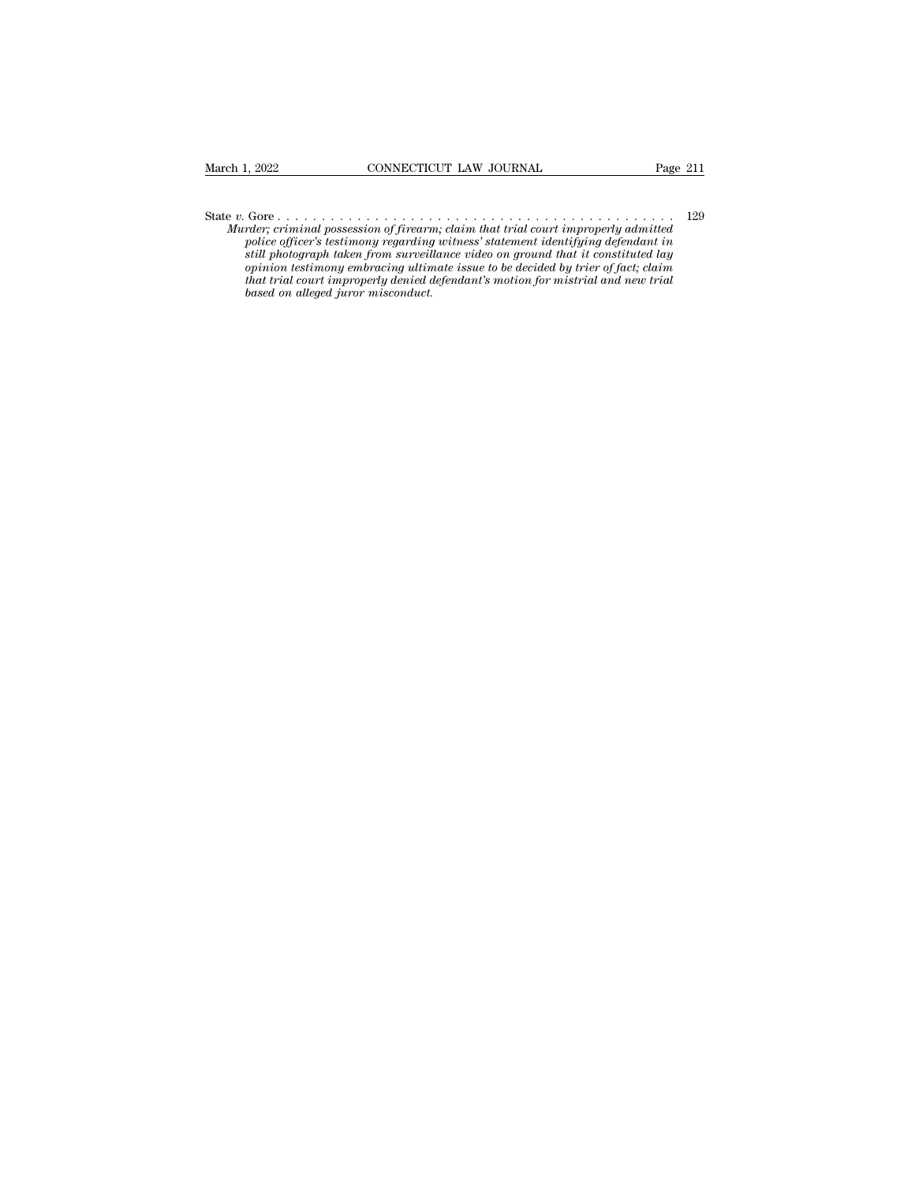State *v.* Gore . . . . . . . . . . . . . . . . . . . . . . . . . . . . . . . . . . . . . . . . . . . . 129

*Murder; criminal possession of firearm; claim that trial court improperly admitted police officer's testimony regarding witness' statement identifying defendant in still photograph taken from surveillance video on ground that it constituted lay opinion testimony embracing ultimate issue to be decided by trier of fact; claim that trial court improperly denied defendant's motion for mistrial and new trial based on alleged juror misconduct.*